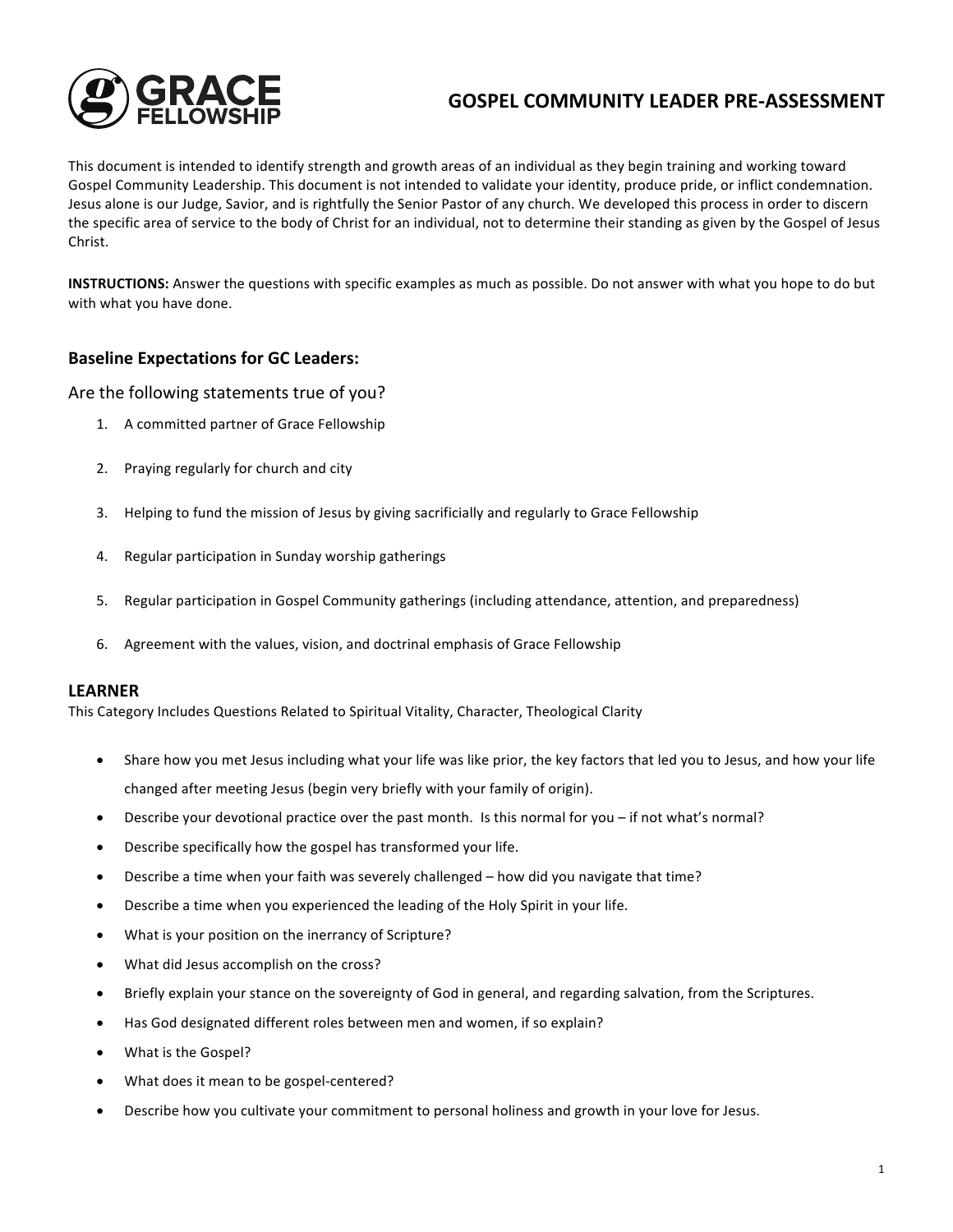# GOSPEL COMMUNITY LEADER PRE-ASSESSMENT

This document is intended to identify strength and growth areas of an individual as they begin training and working toward Gospel Community Leadership. This document is not intended to validate your identity, produce pride, or inflict condemnation. Jesus alone is our Judge, Savior, and is rightfully the Senior Pastor of any church. We developed this process in order to discern the specific area of service to the body of Christ for an individual, not to determine their standing as given by the Gospel of Jesus Christ.

**INSTRUCTIONS:** Answer the questions with specific examples as much as possible. Do not answer with what you hope to do but with what you have done.

## Baseline Expectations for GC Leaders:

### Are the following statements true of you?

1. A committed partner of Grace Fellowship
2. Praying regularly for church and city
3. Helping to fund the mission of Jesus by giving sacrificially and regularly to Grace Fellowship
4. Regular participation in Sunday worship gatherings
5. Regular participation in Gospel Community gatherings (including attendance, attention, and preparedness)
6. Agreement with the values, vision, and doctrinal emphasis of Grace Fellowship

## LEARNER

This Category Includes Questions Related to Spiritual Vitality, Character, Theological Clarity

- Share how you met Jesus including what your life was like prior, the key factors that led you to Jesus, and how your life changed after meeting Jesus (begin very briefly with your family of origin).
- Describe your devotional practice over the past month. Is this normal for you – if not what's normal?
- Describe specifically how the gospel has transformed your life.
- Describe a time when your faith was severely challenged – how did you navigate that time?
- Describe a time when you experienced the leading of the Holy Spirit in your life.
- What is your position on the inerrancy of Scripture?
- What did Jesus accomplish on the cross?
- Briefly explain your stance on the sovereignty of God in general, and regarding salvation, from the Scriptures.
- Has God designated different roles between men and women, if so explain?
- What is the Gospel?
- What does it mean to be gospel-centered?
- Describe how you cultivate your commitment to personal holiness and growth in your love for Jesus.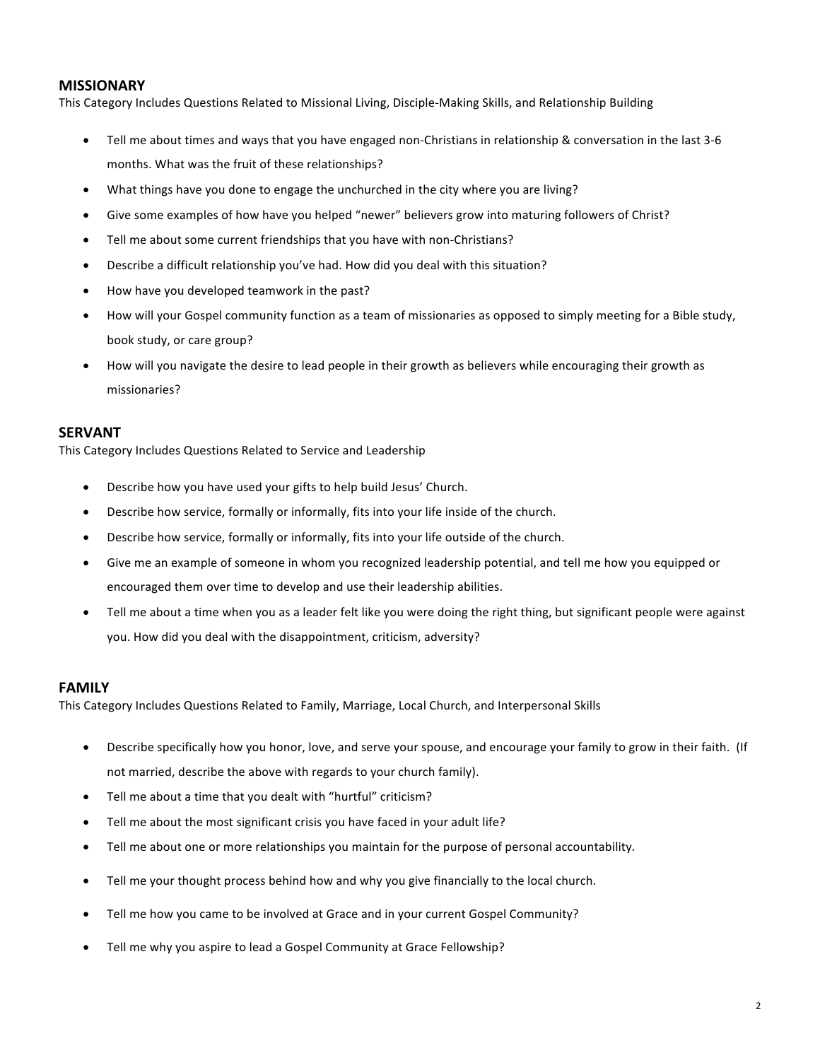## MISSIONARY

This Category Includes Questions Related to Missional Living, Disciple-Making Skills, and Relationship Building

- Tell me about times and ways that you have engaged non-Christians in relationship & conversation in the last 3-6 months. What was the fruit of these relationships?
- What things have you done to engage the unchurched in the city where you are living?
- Give some examples of how have you helped "newer" believers grow into maturing followers of Christ?
- Tell me about some current friendships that you have with non-Christians?
- Describe a difficult relationship you've had. How did you deal with this situation?
- How have you developed teamwork in the past?
- How will your Gospel community function as a team of missionaries as opposed to simply meeting for a Bible study, book study, or care group?
- How will you navigate the desire to lead people in their growth as believers while encouraging their growth as missionaries?

## SERVANT

This Category Includes Questions Related to Service and Leadership

- Describe how you have used your gifts to help build Jesus' Church.
- Describe how service, formally or informally, fits into your life inside of the church.
- Describe how service, formally or informally, fits into your life outside of the church.
- Give me an example of someone in whom you recognized leadership potential, and tell me how you equipped or encouraged them over time to develop and use their leadership abilities.
- Tell me about a time when you as a leader felt like you were doing the right thing, but significant people were against you. How did you deal with the disappointment, criticism, adversity?

## FAMILY

This Category Includes Questions Related to Family, Marriage, Local Church, and Interpersonal Skills

- Describe specifically how you honor, love, and serve your spouse, and encourage your family to grow in their faith. (If not married, describe the above with regards to your church family).
- Tell me about a time that you dealt with "hurtful" criticism?
- Tell me about the most significant crisis you have faced in your adult life?
- Tell me about one or more relationships you maintain for the purpose of personal accountability.
- Tell me your thought process behind how and why you give financially to the local church.
- Tell me how you came to be involved at Grace and in your current Gospel Community?
- Tell me why you aspire to lead a Gospel Community at Grace Fellowship?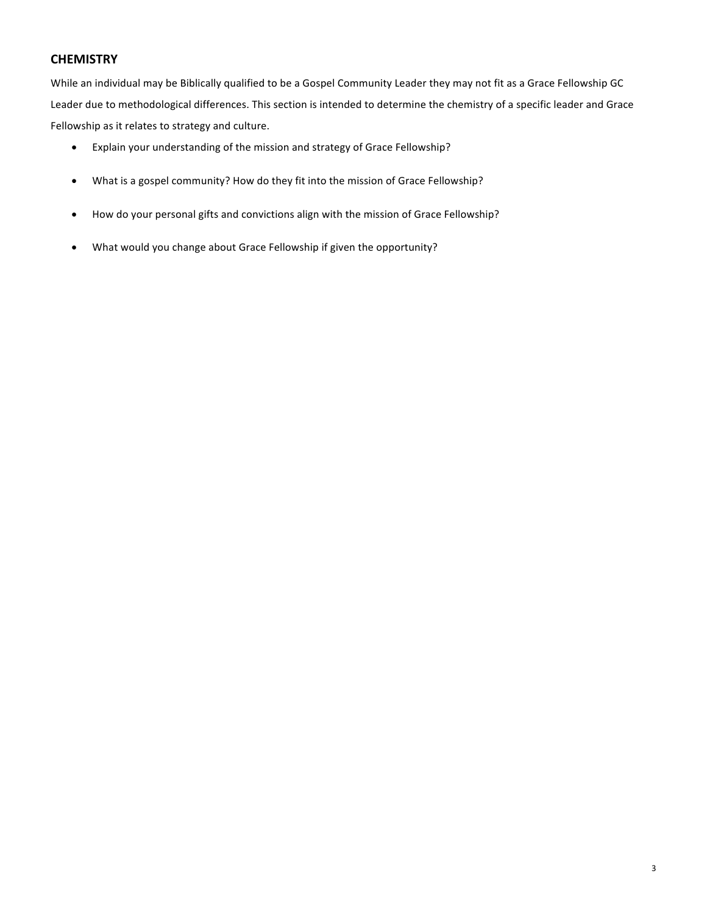## CHEMISTRY

While an individual may be Biblically qualified to be a Gospel Community Leader they may not fit as a Grace Fellowship GC Leader due to methodological differences. This section is intended to determine the chemistry of a specific leader and Grace Fellowship as it relates to strategy and culture.

- Explain your understanding of the mission and strategy of Grace Fellowship?
- What is a gospel community? How do they fit into the mission of Grace Fellowship?
- How do your personal gifts and convictions align with the mission of Grace Fellowship?
- What would you change about Grace Fellowship if given the opportunity?